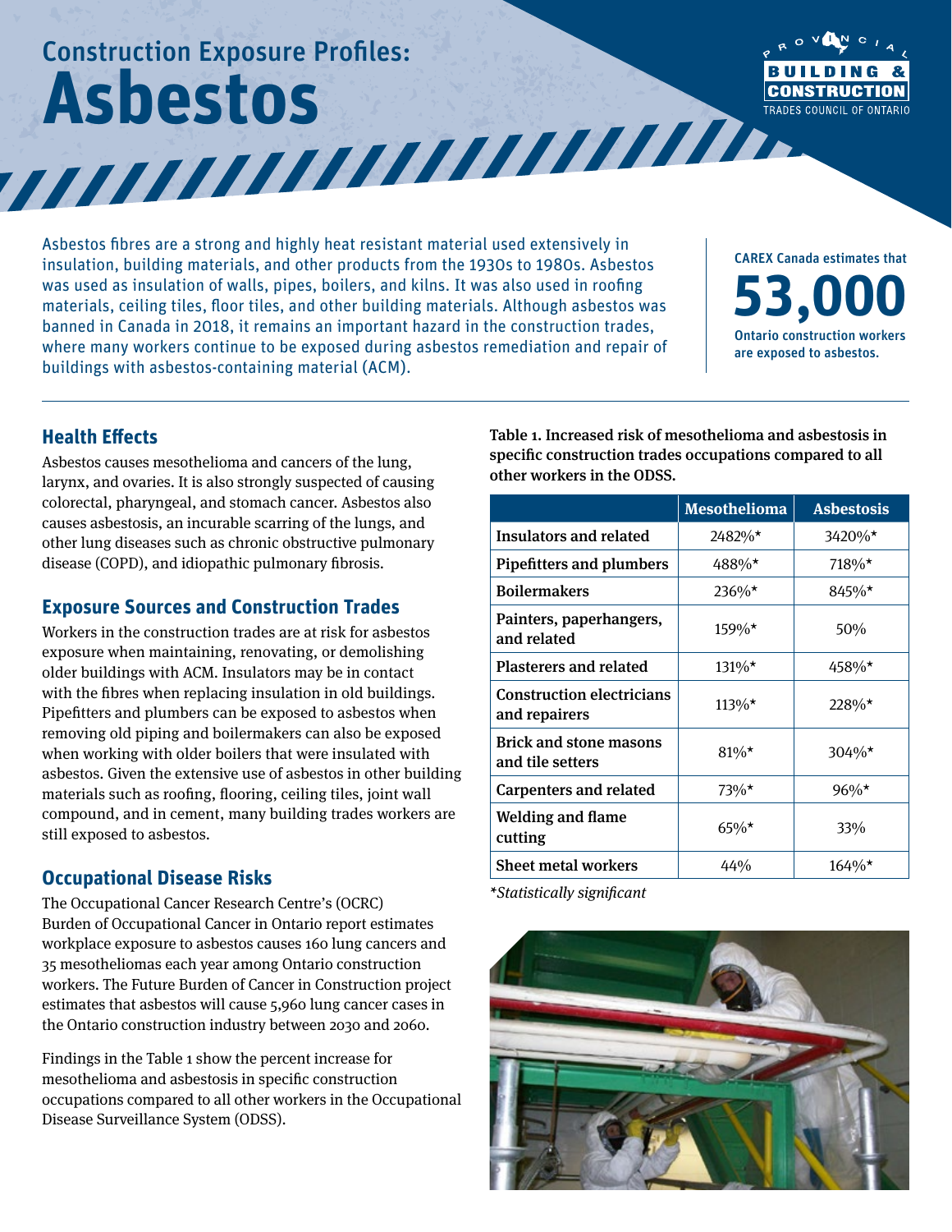# Construction Exposure Profiles: Asbestos

Asbestos fibres are a strong and highly heat resistant material used extensively in insulation, building materials, and other products from the 1930s to 1980s. Asbestos was used as insulation of walls, pipes, boilers, and kilns. It was also used in roofing materials, ceiling tiles, floor tiles, and other building materials. Although asbestos was banned in Canada in 2018, it remains an important hazard in the construction trades, where many workers continue to be exposed during asbestos remediation and repair of buildings with asbestos-containing material (ACM).

CAREX Canada estimates that **53,000** Ontario construction workers are exposed to asbestos.

## Health Effects

Asbestos causes mesothelioma and cancers of the lung, larynx, and ovaries. It is also strongly suspected of causing colorectal, pharyngeal, and stomach cancer. Asbestos also causes asbestosis, an incurable scarring of the lungs, and other lung diseases such as chronic obstructive pulmonary disease (COPD), and idiopathic pulmonary fibrosis.

## Exposure Sources and Construction Trades

Workers in the construction trades are at risk for asbestos exposure when maintaining, renovating, or demolishing older buildings with ACM. Insulators may be in contact with the fibres when replacing insulation in old buildings. Pipefitters and plumbers can be exposed to asbestos when removing old piping and boilermakers can also be exposed when working with older boilers that were insulated with asbestos. Given the extensive use of asbestos in other building materials such as roofing, flooring, ceiling tiles, joint wall compound, and in cement, many building trades workers are still exposed to asbestos.

## Occupational Disease Risks

The Occupational Cancer Research Centre's (OCRC) Burden of Occupational Cancer in Ontario report estimates workplace exposure to asbestos causes 160 lung cancers and 35 mesotheliomas each year among Ontario construction workers. The Future Burden of Cancer in Construction project estimates that asbestos will cause 5,960 lung cancer cases in the Ontario construction industry between 2030 and 2060.

Findings in the Table 1 show the percent increase for mesothelioma and asbestosis in specific construction occupations compared to all other workers in the Occupational Disease Surveillance System (ODSS).

**Table 1. Increased risk of mesothelioma and asbestosis in specific construction trades occupations compared to all other workers in the ODSS.**

| | Mesothelioma | Asbestosis |
|---|---|---|
| **Insulators and related** | 2482%* | 3420%* |
| **Pipefitters and plumbers** | 488%* | 718%* |
| **Boilermakers** | 236%* | 845%* |
| **Painters, paperhangers, and related** | 159%* | 50% |
| **Plasterers and related** | 131%* | 458%* |
| **Construction electricians and repairers** | 113%* | 228%* |
| **Brick and stone masons and tile setters** | 81%* | 304%* |
| **Carpenters and related** | 73%* | 96%* |
| **Welding and flame cutting** | 65%* | 33% |
| **Sheet metal workers** | 44% | 164%* |

*\*Statistically significant*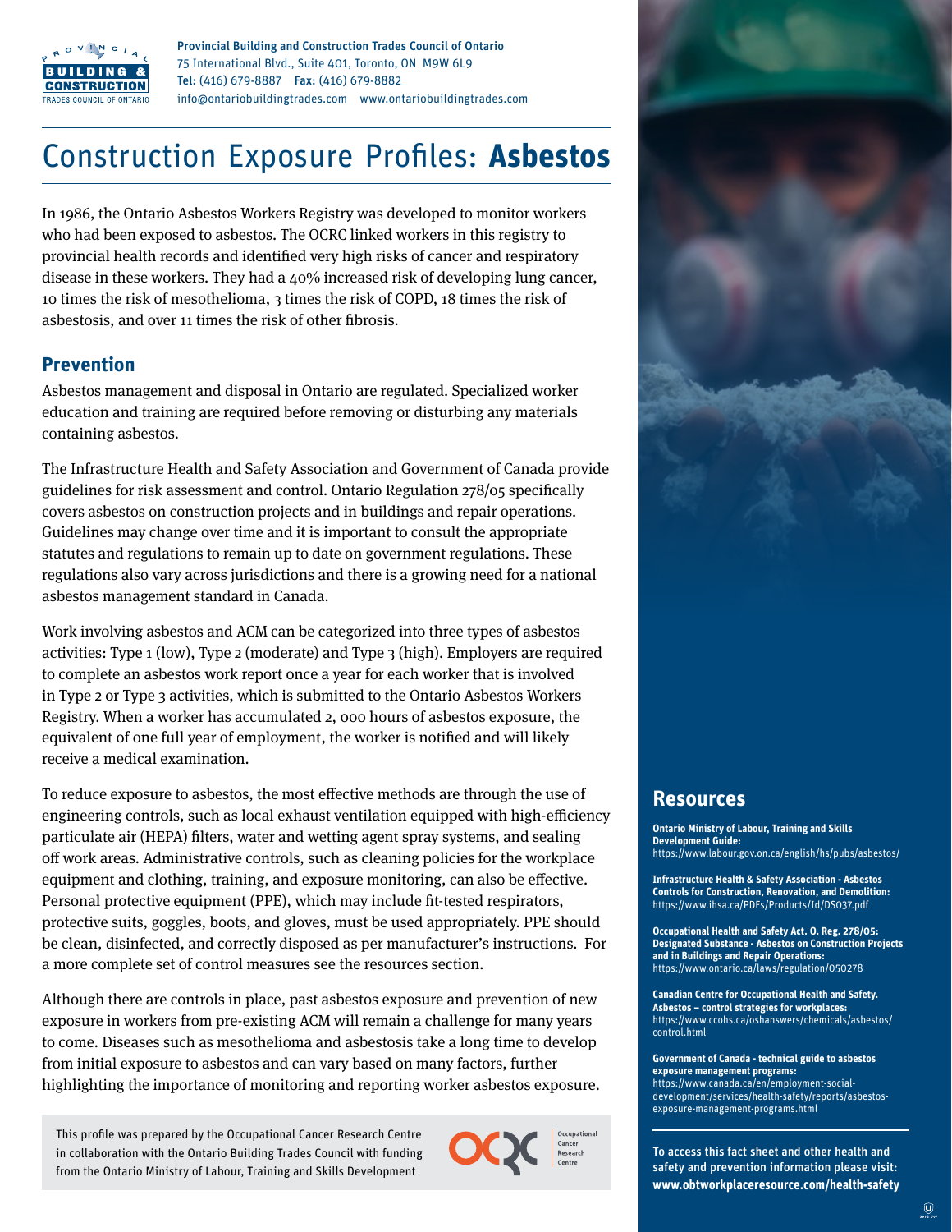Provincial Building and Construction Trades Council of Ontario
75 International Blvd., Suite 401, Toronto, ON M9W 6L9
**Tel:** (416) 679-8887 **Fax:** (416) 679-8882
info@ontariobuildingtrades.com www.ontariobuildingtrades.com

# Construction Exposure Profiles: **Asbestos**

In 1986, the Ontario Asbestos Workers Registry was developed to monitor workers who had been exposed to asbestos. The OCRC linked workers in this registry to provincial health records and identified very high risks of cancer and respiratory disease in these workers. They had a 40% increased risk of developing lung cancer, 10 times the risk of mesothelioma, 3 times the risk of COPD, 18 times the risk of asbestosis, and over 11 times the risk of other fibrosis.

## Prevention

Asbestos management and disposal in Ontario are regulated. Specialized worker education and training are required before removing or disturbing any materials containing asbestos.

The Infrastructure Health and Safety Association and Government of Canada provide guidelines for risk assessment and control. Ontario Regulation 278/05 specifically covers asbestos on construction projects and in buildings and repair operations. Guidelines may change over time and it is important to consult the appropriate statutes and regulations to remain up to date on government regulations. These regulations also vary across jurisdictions and there is a growing need for a national asbestos management standard in Canada.

Work involving asbestos and ACM can be categorized into three types of asbestos activities: Type 1 (low), Type 2 (moderate) and Type 3 (high). Employers are required to complete an asbestos work report once a year for each worker that is involved in Type 2 or Type 3 activities, which is submitted to the Ontario Asbestos Workers Registry. When a worker has accumulated 2, 000 hours of asbestos exposure, the equivalent of one full year of employment, the worker is notified and will likely receive a medical examination.

To reduce exposure to asbestos, the most effective methods are through the use of engineering controls, such as local exhaust ventilation equipped with high-efficiency particulate air (HEPA) filters, water and wetting agent spray systems, and sealing off work areas. Administrative controls, such as cleaning policies for the workplace equipment and clothing, training, and exposure monitoring, can also be effective. Personal protective equipment (PPE), which may include fit-tested respirators, protective suits, goggles, boots, and gloves, must be used appropriately. PPE should be clean, disinfected, and correctly disposed as per manufacturer's instructions. For a more complete set of control measures see the resources section.

Although there are controls in place, past asbestos exposure and prevention of new exposure in workers from pre-existing ACM will remain a challenge for many years to come. Diseases such as mesothelioma and asbestosis take a long time to develop from initial exposure to asbestos and can vary based on many factors, further highlighting the importance of monitoring and reporting worker asbestos exposure.

This profile was prepared by the Occupational Cancer Research Centre in collaboration with the Ontario Building Trades Council with funding from the Ontario Ministry of Labour, Training and Skills Development

## Resources

**Ontario Ministry of Labour, Training and Skills Development Guide:**
https://www.labour.gov.on.ca/english/hs/pubs/asbestos/

**Infrastructure Health & Safety Association - Asbestos Controls for Construction, Renovation, and Demolition:**
https://www.ihsa.ca/PDFs/Products/Id/DS037.pdf

**Occupational Health and Safety Act. O. Reg. 278/05: Designated Substance - Asbestos on Construction Projects and in Buildings and Repair Operations:**
https://www.ontario.ca/laws/regulation/050278

**Canadian Centre for Occupational Health and Safety. Asbestos – control strategies for workplaces:**
https://www.ccohs.ca/oshanswers/chemicals/asbestos/control.html

**Government of Canada - technical guide to asbestos exposure management programs:**
https://www.canada.ca/en/employment-social-development/services/health-safety/reports/asbestos-exposure-management-programs.html

**To access this fact sheet and other health and safety and prevention information please visit: www.obtworkplaceresource.com/health-safety**